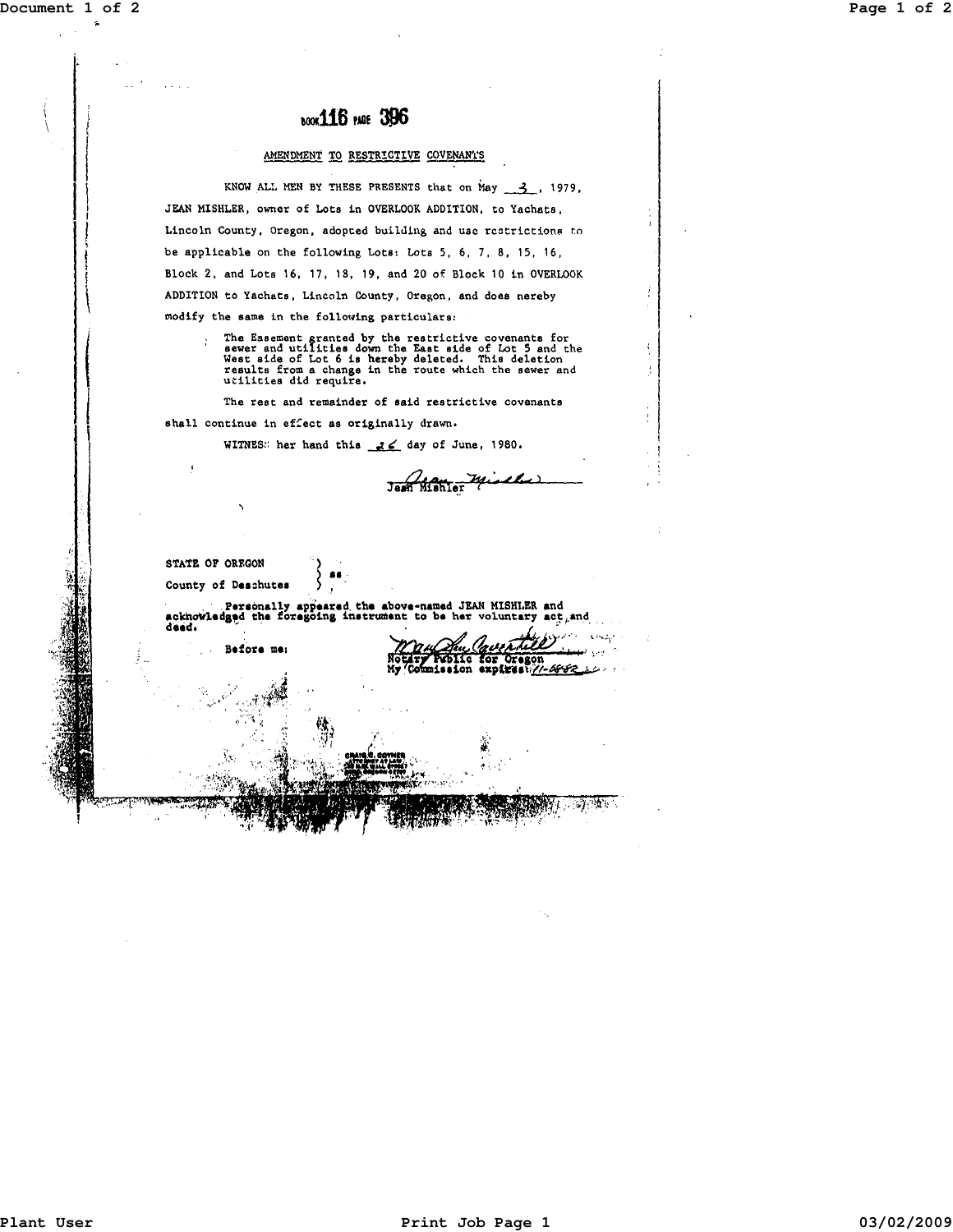BOOK 116 PAGE 396

## AMENDMENT TO RESTRICTIVE COVENANTS

KNOW ALL MEN BY THESE PRESENTS that on May __3__, 1979, JEAN MISHLER, owner of Lots in OVERLOOK ADDITION, to Yachats, Lincoln County, Oregon, adopted building and use restrictions to be applicable on the following Lots: Lots 5, 6, 7, 8, 15, 16, Block 2, and Lots 16, 17, 18, 19, and 20 of Block 10 in OVERLOOK ADDITION to Yachats, Lincoln County, Oregon, and does hereby modify the same in the following particulars:

> The Easement granted by the restrictive covenants for sewer and utilities down the East side of Lot 5 and the West side of Lot 6 is hereby deleted. This deletion results from a change in the route which the sewer and utilities did require.

The rest and remainder of said restrictive covenants shall continue in effect as originally drawn.

WITNESS her hand this __26__ day of June, 1980.

Jean Mishler

STATE OF OREGON )
) ss
County of Deschutes )

Personally appeared the above-named JEAN MISHLER and acknowledged the foregoing instrument to be her voluntary act and deed.

Before me:

Notary Public for Oregon
My Commission expires: 11-08-82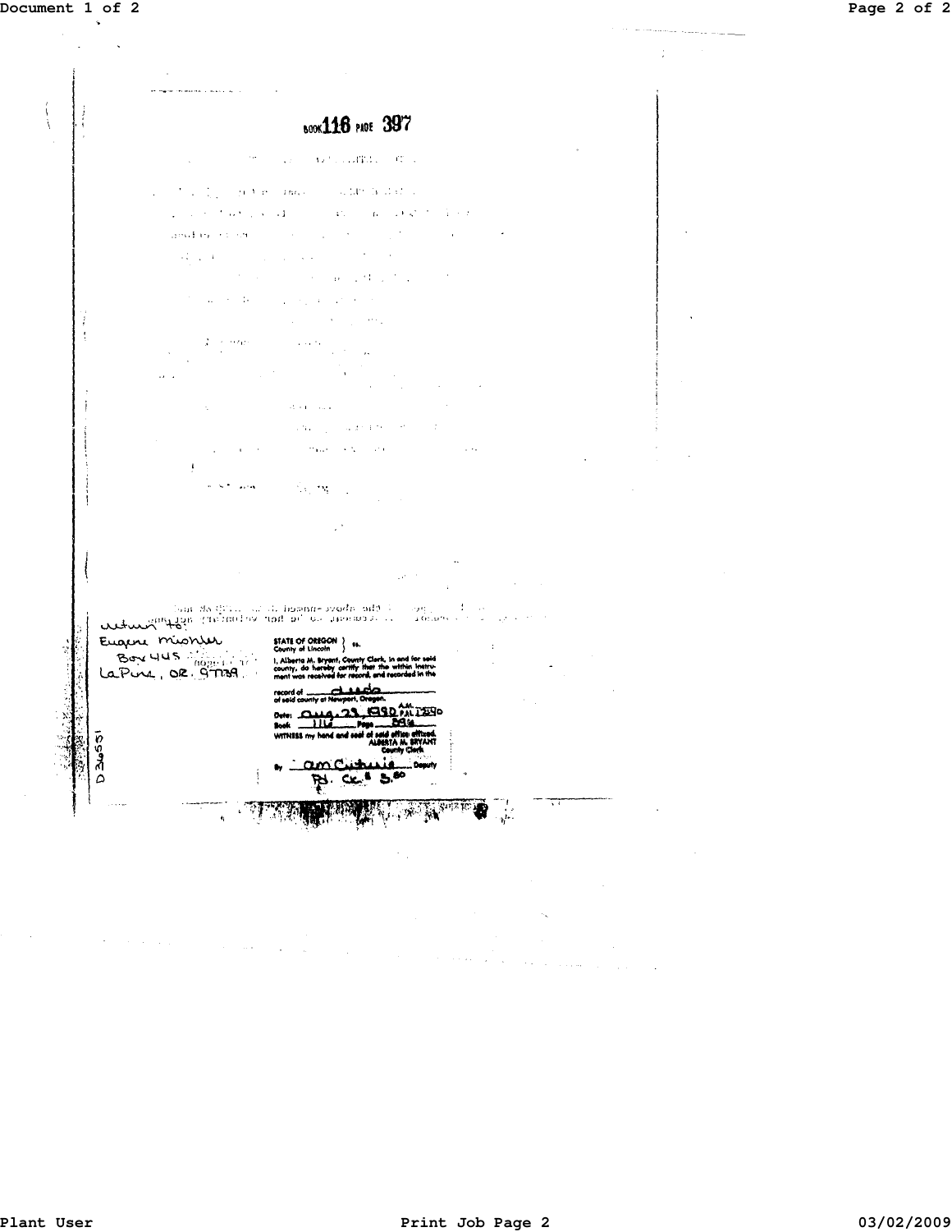BOOK 116 PAGE 397

return to:
Eugene Mishler
Box 445
LaPine, OR. 97739

STATE OF OREGON } ss.
County of Lincoln

I, Alberta M. Bryant, County Clerk, in and for said county, do hereby certify that the within instrument was received for record, and recorded in the

record of deeds
of said county at Newport, Oregon.

Date: Aug. 23, 1990 A.M. / P.M. 1:59
Book 116 Page 396
WITNESS my hand and seal of said office affixed.
ALBERTA M. BRYANT
County Clerk

By am Cutuvis Deputy
Pd. Ck. $ 5.80

D36551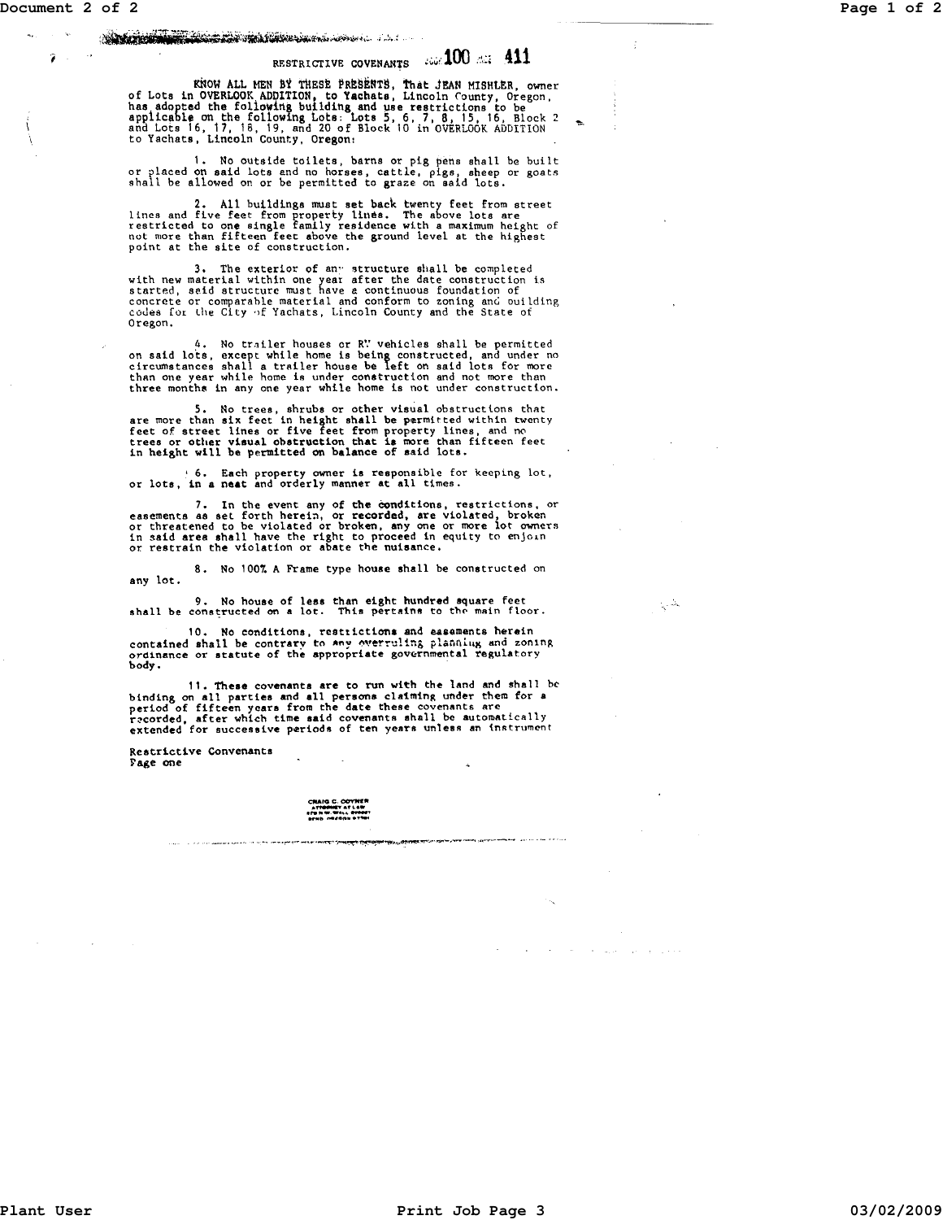RESTRICTIVE COVENANTS 100 411

KNOW ALL MEN BY THESE PRESENTS, That JEAN MISHLER, owner of Lots in OVERLOOK ADDITION, to Yachats, Lincoln County, Oregon, has adopted the following building and use restrictions to be applicable on the following Lots: Lots 5, 6, 7, 8, 15, 16, Block 2 and Lots 16, 17, 18, 19, and 20 of Block 10 in OVERLOOK ADDITION to Yachats, Lincoln County, Oregon:

1. No outside toilets, barns or pig pens shall be built or placed on said lots and no horses, cattle, pigs, sheep or goats shall be allowed on or be permitted to graze on said lots.

2. All buildings must set back twenty feet from street lines and five feet from property lines. The above lots are restricted to one single family residence with a maximum height of not more than fifteen feet above the ground level at the highest point at the site of construction.

3. The exterior of any structure shall be completed with new material within one year after the date construction is started, said structure must have a continuous foundation of concrete or comparable material and conform to zoning and building codes for the City of Yachats, Lincoln County and the State of Oregon.

4. No trailer houses or RV vehicles shall be permitted on said lots, except while home is being constructed, and under no circumstances shall a trailer house be left on said lots for more than one year while home is under construction and not more than three months in any one year while home is not under construction.

5. No trees, shrubs or other visual obstructions that are more than six feet in height shall be permitted within twenty feet of street lines or five feet from property lines, and no trees or other visual obstruction that is more than fifteen feet in height will be permitted on balance of said lots.

6. Each property owner is responsible for keeping lot, or lots, in a neat and orderly manner at all times.

7. In the event any of the conditions, restrictions, or easements as set forth herein, or recorded, are violated, broken or threatened to be violated or broken, any one or more lot owners in said area shall have the right to proceed in equity to enjoin or restrain the violation or abate the nuisance.

8. No 100% A Frame type house shall be constructed on any lot.

9. No house of less than eight hundred square feet shall be constructed on a lot. This pertains to the main floor.

10. No conditions, restrictions and easements herein contained shall be contrary to any overruling planning and zoning ordinance or statute of the appropriate governmental regulatory body.

11. These covenants are to run with the land and shall be binding on all parties and all persons claiming under them for a period of fifteen years from the date these covenants are recorded, after which time said covenants shall be automatically extended for successive periods of ten years unless an instrument

Restrictive Convenants
Page one

CRAIG C. COYNER
ATTORNEY AT LAW
[illegible]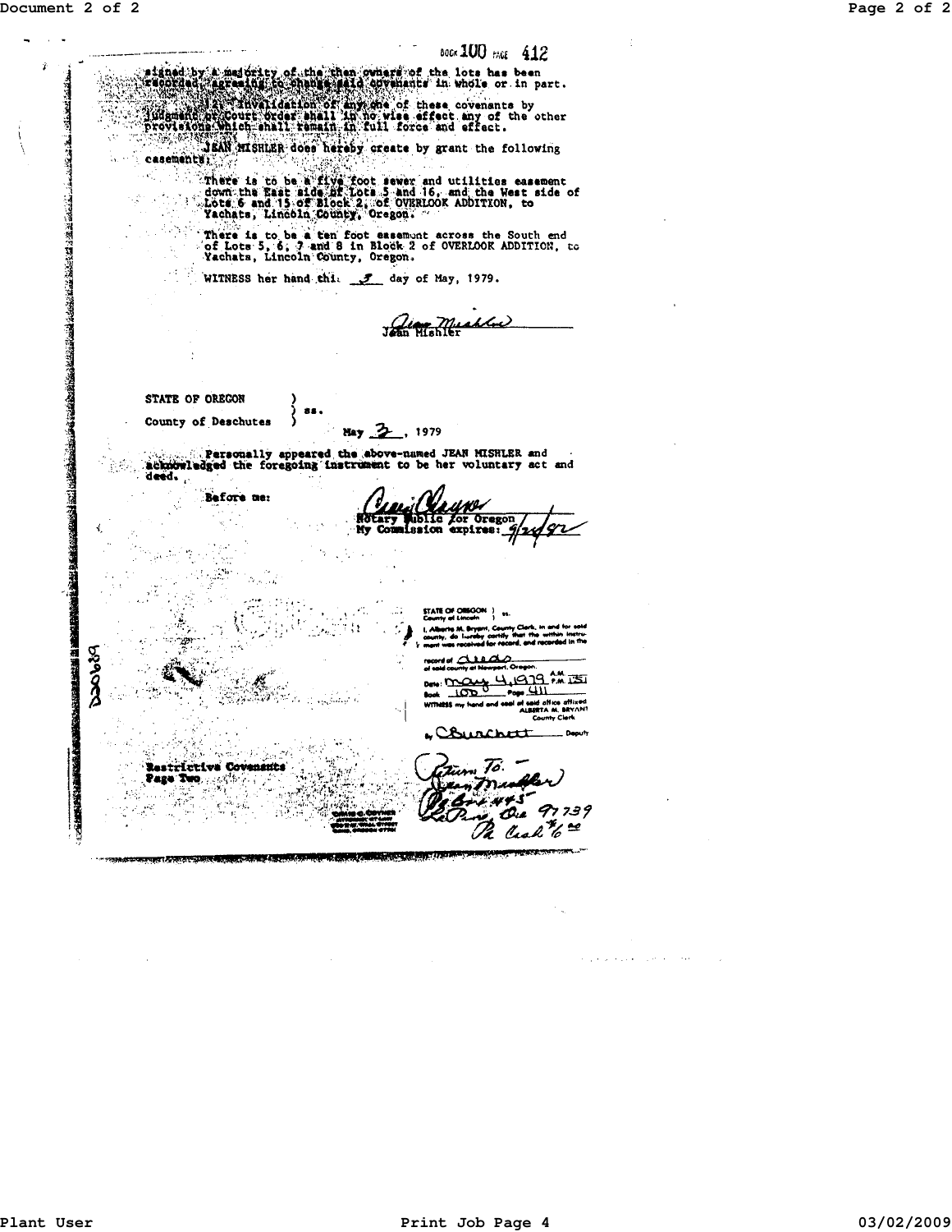BOOK 100 PAGE 412

signed by a majority of the then owners of the lots has been recorded, agreeing to change said covenants in whole or in part.

Invalidation of any one of these covenants by judgment or Court Order shall in no wise effect any of the other provisions which shall remain in full force and effect.

JEAN MISHLER does hereby create by grant the following casements:

There is to be a five foot sewer and utilities easement down the East side of Lots 5 and 16, and the West side of Lots 6 and 15 of Block 2, of OVERLOOK ADDITION, to Yachats, Lincoln County, Oregon.

There is to be a ten foot easement across the South end of Lots 5, 6, 7 and 8 in Block 2 of OVERLOOK ADDITION, to Yachats, Lincoln County, Oregon.

WITNESS her hand this 3 day of May, 1979.

Jean Mishler

STATE OF OREGON )
) ss.
County of Deschutes )

May 3, 1979

Personally appeared the above-named JEAN MISHLER and acknowledged the foregoing instrument to be her voluntary act and deed.

Before me:

Notary Public for Oregon
My Commission expires: 9/24/82

STATE OF OREGON ) ss.
County of Lincoln )

I, Alberta M. Bryant, County Clerk, in and for said county, do hereby certify that the within instrument was received for record, and recorded in the record of deeds of said county at Newport, Oregon.

Date: May 4, 1979 P.M. 1:51
Book 100 Page 411

WITNESS my hand and seal of said office affixed
ALBERTA M. BRYANT
County Clerk

By C. Burchett Deputy

830689

Restrictive Covenants
Page Two

Return To: -
Jean Mishler
PO Box 445
LaPine, Ore 97739
Pd Cash $6.00